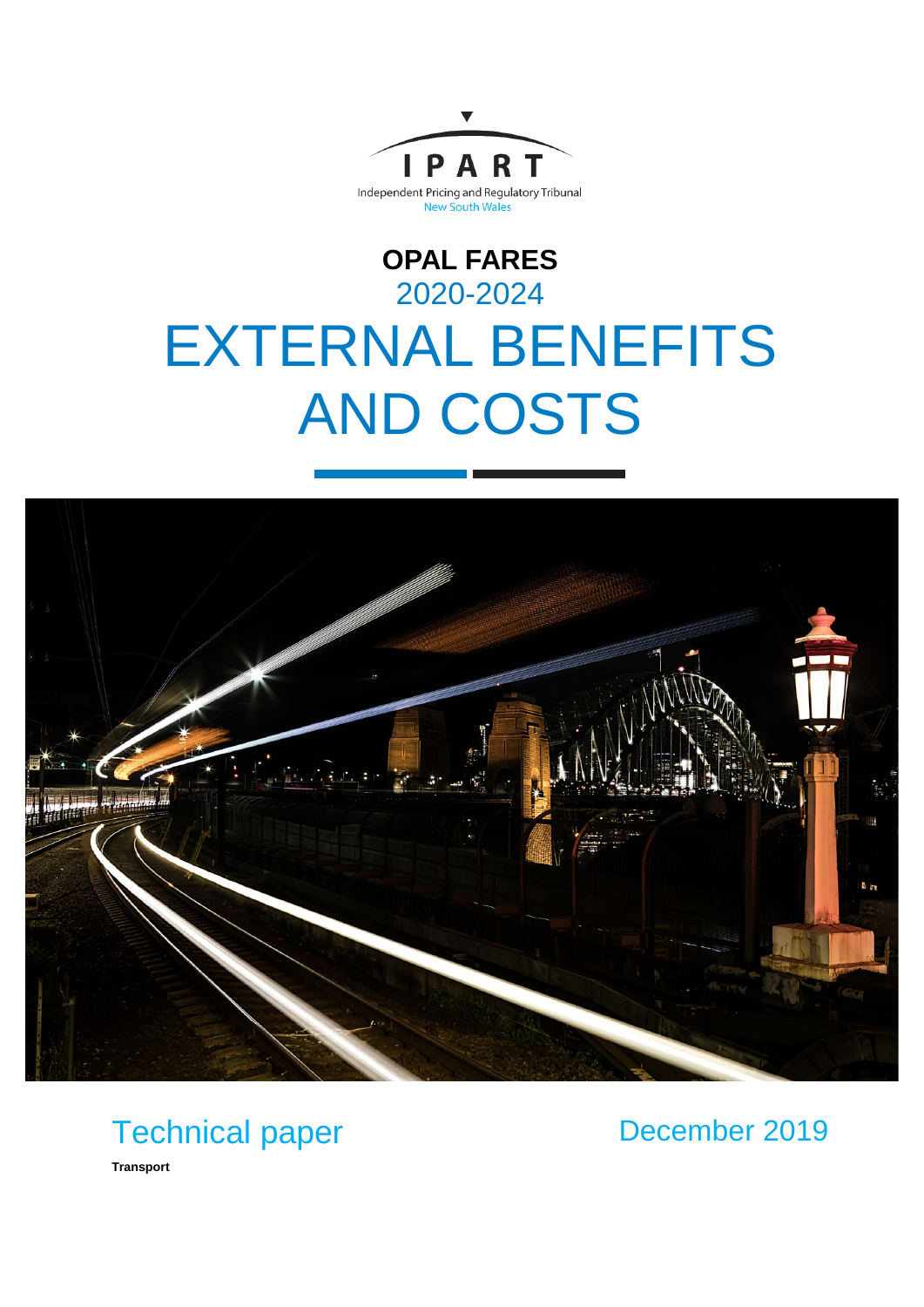IPART

Independent Pricing and Regulatory Tribunal
New South Wales

# OPAL FARES
## 2020-2024
# EXTERNAL BENEFITS AND COSTS

Technical paper

December 2019

**Transport**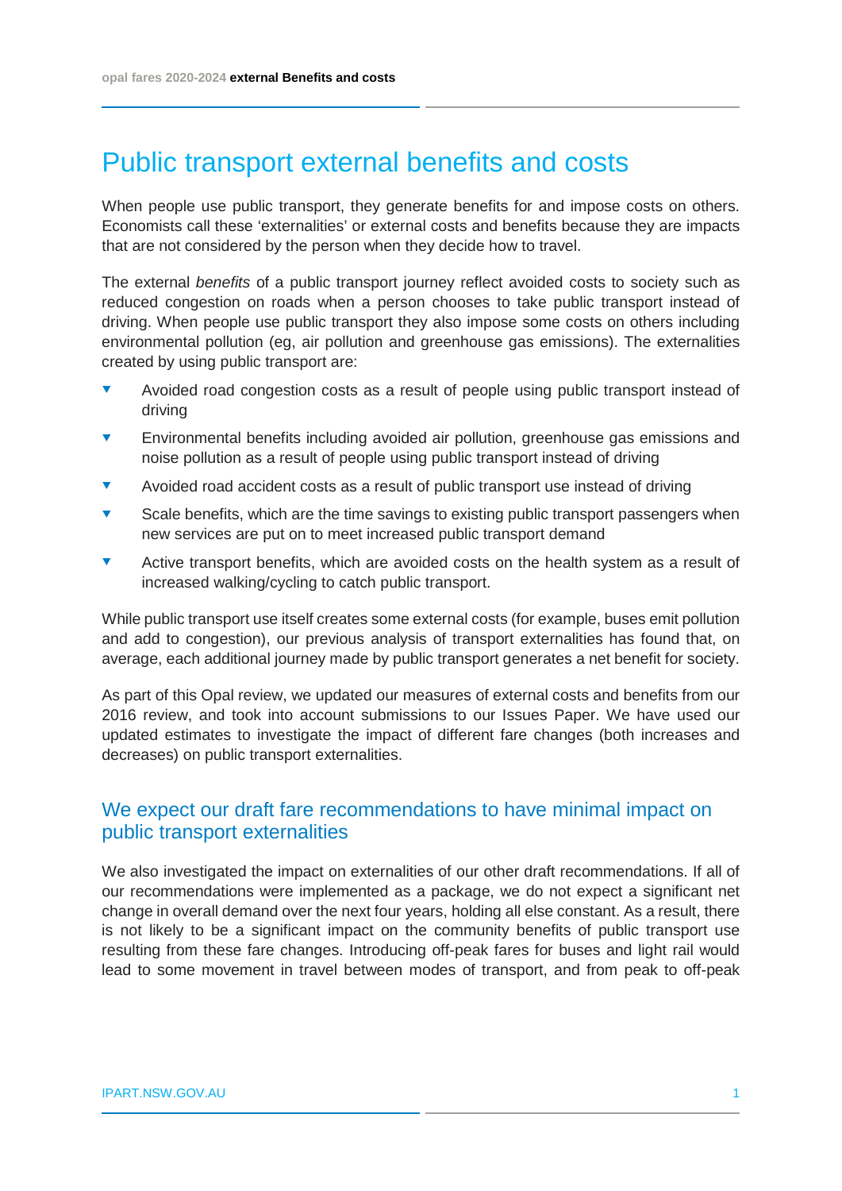# Public transport external benefits and costs

When people use public transport, they generate benefits for and impose costs on others. Economists call these 'externalities' or external costs and benefits because they are impacts that are not considered by the person when they decide how to travel.

The external *benefits* of a public transport journey reflect avoided costs to society such as reduced congestion on roads when a person chooses to take public transport instead of driving. When people use public transport they also impose some costs on others including environmental pollution (eg, air pollution and greenhouse gas emissions). The externalities created by using public transport are:

- Avoided road congestion costs as a result of people using public transport instead of driving
- Environmental benefits including avoided air pollution, greenhouse gas emissions and noise pollution as a result of people using public transport instead of driving
- Avoided road accident costs as a result of public transport use instead of driving
- Scale benefits, which are the time savings to existing public transport passengers when new services are put on to meet increased public transport demand
- Active transport benefits, which are avoided costs on the health system as a result of increased walking/cycling to catch public transport.

While public transport use itself creates some external costs (for example, buses emit pollution and add to congestion), our previous analysis of transport externalities has found that, on average, each additional journey made by public transport generates a net benefit for society.

As part of this Opal review, we updated our measures of external costs and benefits from our 2016 review, and took into account submissions to our Issues Paper. We have used our updated estimates to investigate the impact of different fare changes (both increases and decreases) on public transport externalities.

## We expect our draft fare recommendations to have minimal impact on public transport externalities

We also investigated the impact on externalities of our other draft recommendations. If all of our recommendations were implemented as a package, we do not expect a significant net change in overall demand over the next four years, holding all else constant. As a result, there is not likely to be a significant impact on the community benefits of public transport use resulting from these fare changes. Introducing off-peak fares for buses and light rail would lead to some movement in travel between modes of transport, and from peak to off-peak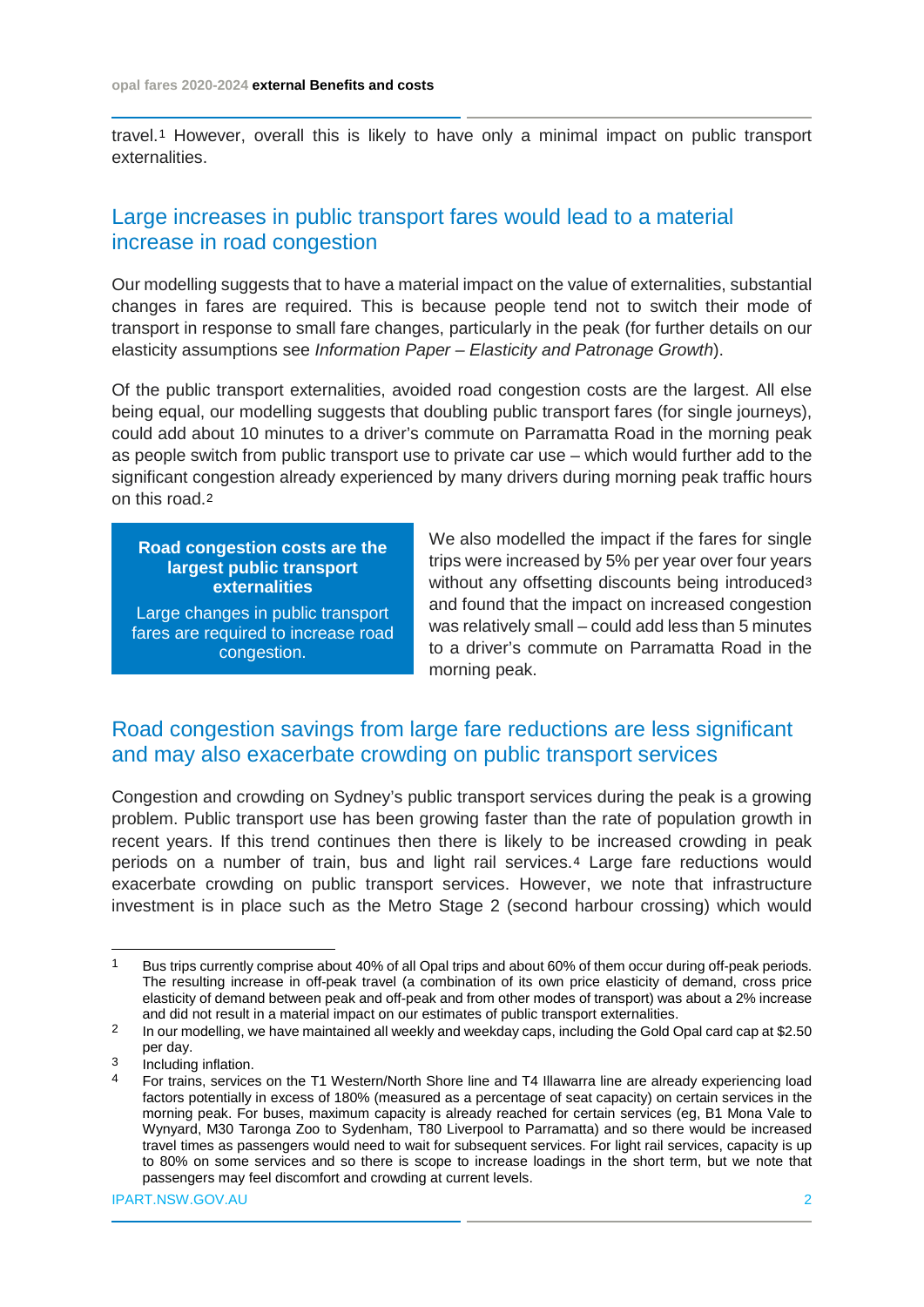travel.[1] However, overall this is likely to have only a minimal impact on public transport externalities.

## Large increases in public transport fares would lead to a material increase in road congestion

Our modelling suggests that to have a material impact on the value of externalities, substantial changes in fares are required. This is because people tend not to switch their mode of transport in response to small fare changes, particularly in the peak (for further details on our elasticity assumptions see *Information Paper – Elasticity and Patronage Growth*).

Of the public transport externalities, avoided road congestion costs are the largest. All else being equal, our modelling suggests that doubling public transport fares (for single journeys), could add about 10 minutes to a driver's commute on Parramatta Road in the morning peak as people switch from public transport use to private car use – which would further add to the significant congestion already experienced by many drivers during morning peak traffic hours on this road.[2]

**Road congestion costs are the largest public transport externalities**

Large changes in public transport fares are required to increase road congestion.

We also modelled the impact if the fares for single trips were increased by 5% per year over four years without any offsetting discounts being introduced[3] and found that the impact on increased congestion was relatively small – could add less than 5 minutes to a driver's commute on Parramatta Road in the morning peak.

## Road congestion savings from large fare reductions are less significant and may also exacerbate crowding on public transport services

Congestion and crowding on Sydney's public transport services during the peak is a growing problem. Public transport use has been growing faster than the rate of population growth in recent years. If this trend continues then there is likely to be increased crowding in peak periods on a number of train, bus and light rail services.[4] Large fare reductions would exacerbate crowding on public transport services. However, we note that infrastructure investment is in place such as the Metro Stage 2 (second harbour crossing) which would

---

[1] Bus trips currently comprise about 40% of all Opal trips and about 60% of them occur during off-peak periods. The resulting increase in off-peak travel (a combination of its own price elasticity of demand, cross price elasticity of demand between peak and off-peak and from other modes of transport) was about a 2% increase and did not result in a material impact on our estimates of public transport externalities.

[2] In our modelling, we have maintained all weekly and weekday caps, including the Gold Opal card cap at $2.50 per day.

[3] Including inflation.

[4] For trains, services on the T1 Western/North Shore line and T4 Illawarra line are already experiencing load factors potentially in excess of 180% (measured as a percentage of seat capacity) on certain services in the morning peak. For buses, maximum capacity is already reached for certain services (eg, B1 Mona Vale to Wynyard, M30 Taronga Zoo to Sydenham, T80 Liverpool to Parramatta) and so there would be increased travel times as passengers would need to wait for subsequent services. For light rail services, capacity is up to 80% on some services and so there is scope to increase loadings in the short term, but we note that passengers may feel discomfort and crowding at current levels.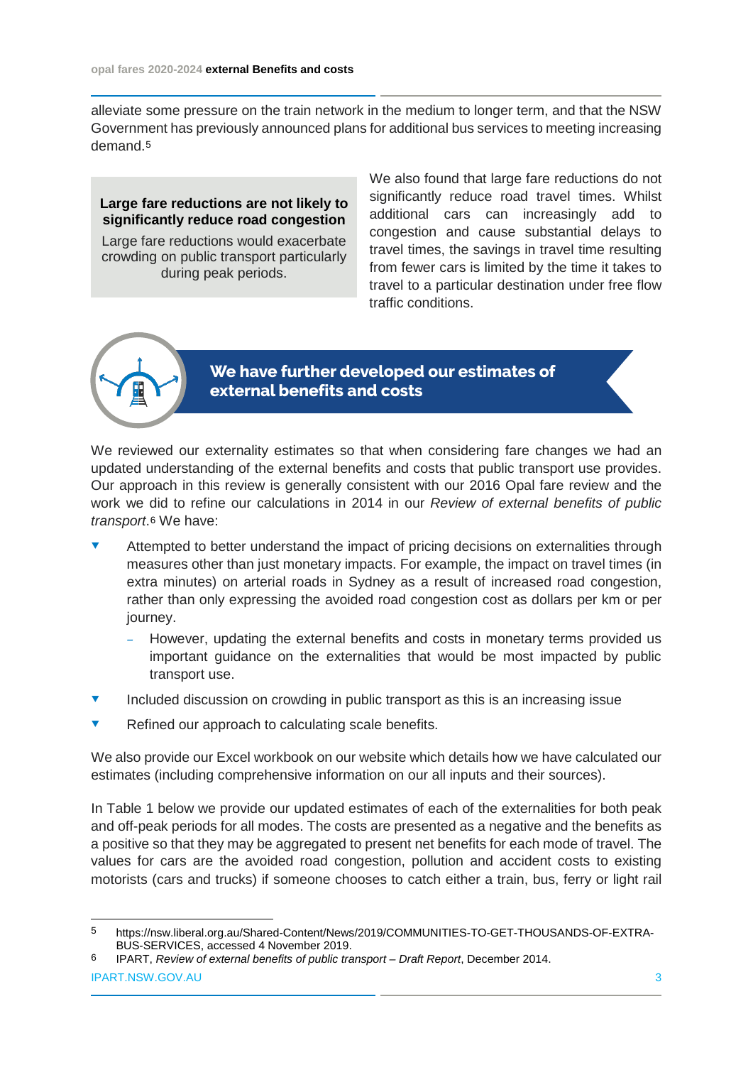alleviate some pressure on the train network in the medium to longer term, and that the NSW Government has previously announced plans for additional bus services to meeting increasing demand.[5]

> **Large fare reductions are not likely to significantly reduce road congestion**
>
> Large fare reductions would exacerbate crowding on public transport particularly during peak periods.

We also found that large fare reductions do not significantly reduce road travel times. Whilst additional cars can increasingly add to congestion and cause substantial delays to travel times, the savings in travel time resulting from fewer cars is limited by the time it takes to travel to a particular destination under free flow traffic conditions.

## We have further developed our estimates of external benefits and costs

We reviewed our externality estimates so that when considering fare changes we had an updated understanding of the external benefits and costs that public transport use provides. Our approach in this review is generally consistent with our 2016 Opal fare review and the work we did to refine our calculations in 2014 in our *Review of external benefits of public transport*.[6] We have:

- Attempted to better understand the impact of pricing decisions on externalities through measures other than just monetary impacts. For example, the impact on travel times (in extra minutes) on arterial roads in Sydney as a result of increased road congestion, rather than only expressing the avoided road congestion cost as dollars per km or per journey.
  - However, updating the external benefits and costs in monetary terms provided us important guidance on the externalities that would be most impacted by public transport use.
- Included discussion on crowding in public transport as this is an increasing issue
- Refined our approach to calculating scale benefits.

We also provide our Excel workbook on our website which details how we have calculated our estimates (including comprehensive information on our all inputs and their sources).

In Table 1 below we provide our updated estimates of each of the externalities for both peak and off-peak periods for all modes. The costs are presented as a negative and the benefits as a positive so that they may be aggregated to present net benefits for each mode of travel. The values for cars are the avoided road congestion, pollution and accident costs to existing motorists (cars and trucks) if someone chooses to catch either a train, bus, ferry or light rail

---

5 https://nsw.liberal.org.au/Shared-Content/News/2019/COMMUNITIES-TO-GET-THOUSANDS-OF-EXTRA-BUS-SERVICES, accessed 4 November 2019.

6 IPART, *Review of external benefits of public transport – Draft Report*, December 2014.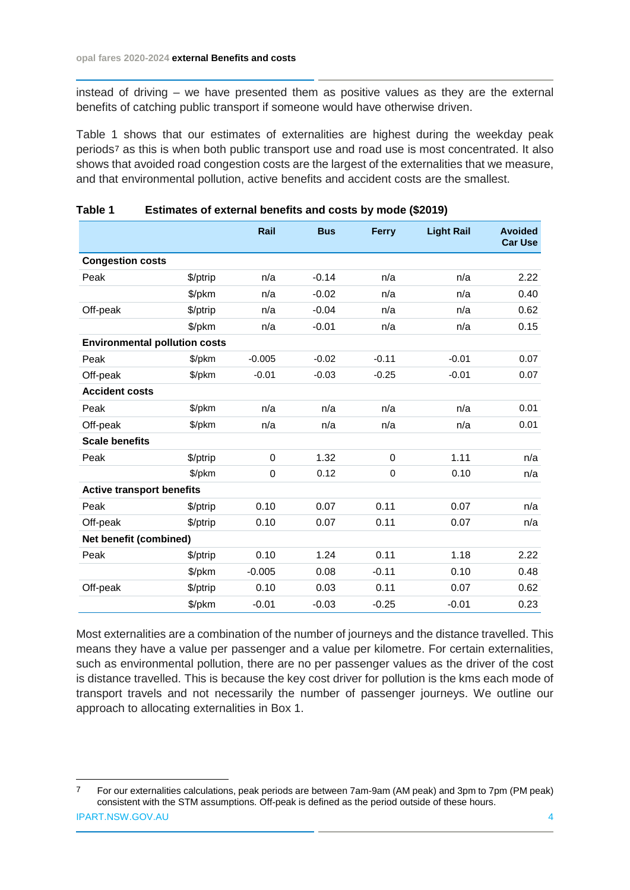instead of driving – we have presented them as positive values as they are the external benefits of catching public transport if someone would have otherwise driven.

Table 1 shows that our estimates of externalities are highest during the weekday peak periods[7] as this is when both public transport use and road use is most concentrated. It also shows that avoided road congestion costs are the largest of the externalities that we measure, and that environmental pollution, active benefits and accident costs are the smallest.

**Table 1 Estimates of external benefits and costs by mode ($2019)**

| | | Rail | Bus | Ferry | Light Rail | Avoided Car Use |
|---|---|---|---|---|---|---|
| **Congestion costs** | | | | | | |
| Peak | $/ptrip | n/a | -0.14 | n/a | n/a | 2.22 |
| | $/pkm | n/a | -0.02 | n/a | n/a | 0.40 |
| Off-peak | $/ptrip | n/a | -0.04 | n/a | n/a | 0.62 |
| | $/pkm | n/a | -0.01 | n/a | n/a | 0.15 |
| **Environmental pollution costs** | | | | | | |
| Peak | $/pkm | -0.005 | -0.02 | -0.11 | -0.01 | 0.07 |
| Off-peak | $/pkm | -0.01 | -0.03 | -0.25 | -0.01 | 0.07 |
| **Accident costs** | | | | | | |
| Peak | $/pkm | n/a | n/a | n/a | n/a | 0.01 |
| Off-peak | $/pkm | n/a | n/a | n/a | n/a | 0.01 |
| **Scale benefits** | | | | | | |
| Peak | $/ptrip | 0 | 1.32 | 0 | 1.11 | n/a |
| | $/pkm | 0 | 0.12 | 0 | 0.10 | n/a |
| **Active transport benefits** | | | | | | |
| Peak | $/ptrip | 0.10 | 0.07 | 0.11 | 0.07 | n/a |
| Off-peak | $/ptrip | 0.10 | 0.07 | 0.11 | 0.07 | n/a |
| **Net benefit (combined)** | | | | | | |
| Peak | $/ptrip | 0.10 | 1.24 | 0.11 | 1.18 | 2.22 |
| | $/pkm | -0.005 | 0.08 | -0.11 | 0.10 | 0.48 |
| Off-peak | $/ptrip | 0.10 | 0.03 | 0.11 | 0.07 | 0.62 |
| | $/pkm | -0.01 | -0.03 | -0.25 | -0.01 | 0.23 |

Most externalities are a combination of the number of journeys and the distance travelled. This means they have a value per passenger and a value per kilometre. For certain externalities, such as environmental pollution, there are no per passenger values as the driver of the cost is distance travelled. This is because the key cost driver for pollution is the kms each mode of transport travels and not necessarily the number of passenger journeys. We outline our approach to allocating externalities in Box 1.

[7] For our externalities calculations, peak periods are between 7am-9am (AM peak) and 3pm to 7pm (PM peak) consistent with the STM assumptions. Off-peak is defined as the period outside of these hours.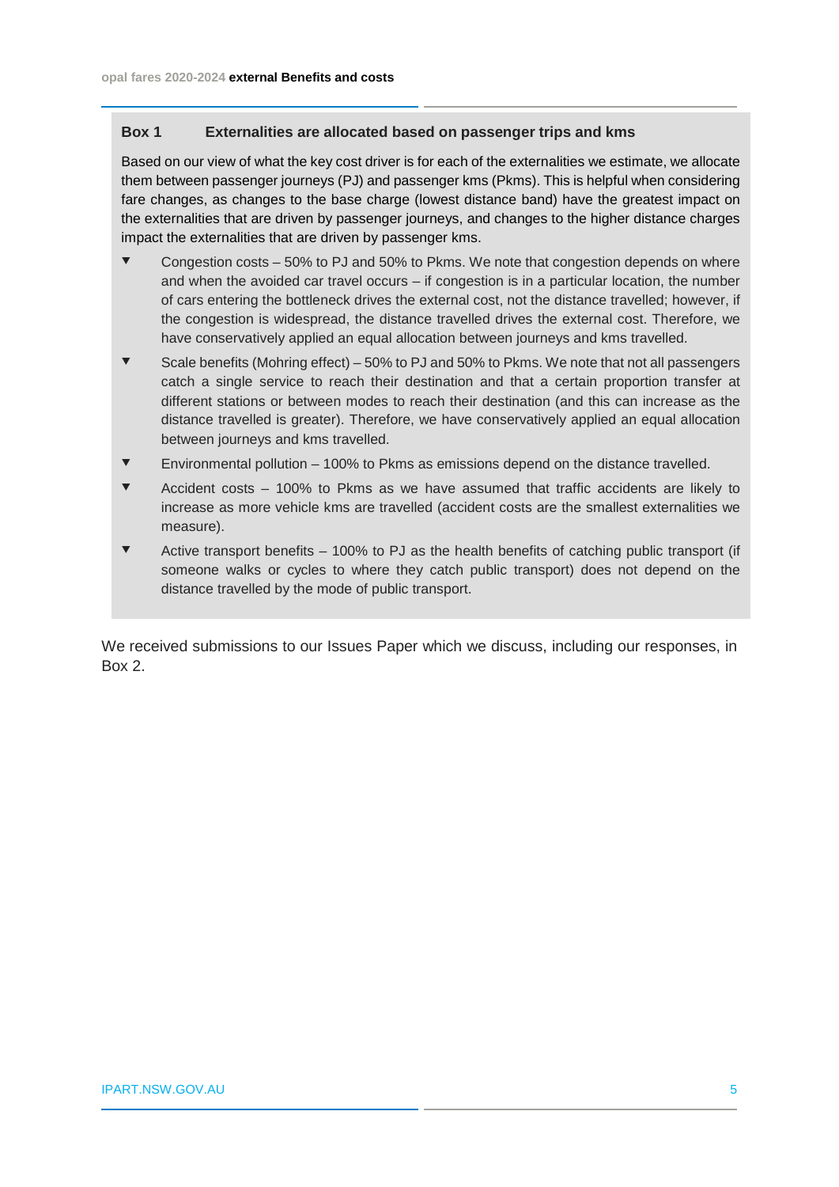**Box 1 Externalities are allocated based on passenger trips and kms**

Based on our view of what the key cost driver is for each of the externalities we estimate, we allocate them between passenger journeys (PJ) and passenger kms (Pkms). This is helpful when considering fare changes, as changes to the base charge (lowest distance band) have the greatest impact on the externalities that are driven by passenger journeys, and changes to the higher distance charges impact the externalities that are driven by passenger kms.

- Congestion costs – 50% to PJ and 50% to Pkms. We note that congestion depends on where and when the avoided car travel occurs – if congestion is in a particular location, the number of cars entering the bottleneck drives the external cost, not the distance travelled; however, if the congestion is widespread, the distance travelled drives the external cost. Therefore, we have conservatively applied an equal allocation between journeys and kms travelled.
- Scale benefits (Mohring effect) – 50% to PJ and 50% to Pkms. We note that not all passengers catch a single service to reach their destination and that a certain proportion transfer at different stations or between modes to reach their destination (and this can increase as the distance travelled is greater). Therefore, we have conservatively applied an equal allocation between journeys and kms travelled.
- Environmental pollution – 100% to Pkms as emissions depend on the distance travelled.
- Accident costs – 100% to Pkms as we have assumed that traffic accidents are likely to increase as more vehicle kms are travelled (accident costs are the smallest externalities we measure).
- Active transport benefits – 100% to PJ as the health benefits of catching public transport (if someone walks or cycles to where they catch public transport) does not depend on the distance travelled by the mode of public transport.

We received submissions to our Issues Paper which we discuss, including our responses, in Box 2.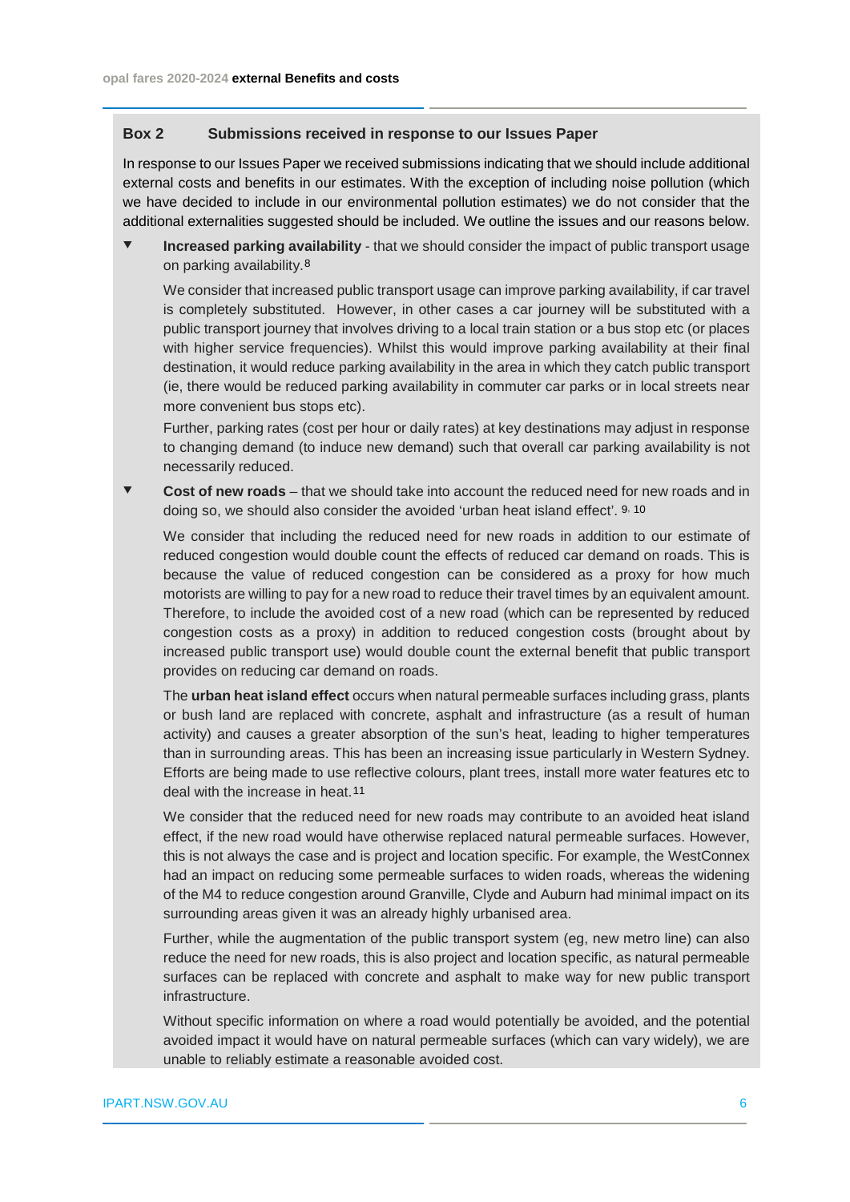**Box 2 Submissions received in response to our Issues Paper**

In response to our Issues Paper we received submissions indicating that we should include additional external costs and benefits in our estimates. With the exception of including noise pollution (which we have decided to include in our environmental pollution estimates) we do not consider that the additional externalities suggested should be included. We outline the issues and our reasons below.

- **Increased parking availability** - that we should consider the impact of public transport usage on parking availability.[8]

  We consider that increased public transport usage can improve parking availability, if car travel is completely substituted. However, in other cases a car journey will be substituted with a public transport journey that involves driving to a local train station or a bus stop etc (or places with higher service frequencies). Whilst this would improve parking availability at their final destination, it would reduce parking availability in the area in which they catch public transport (ie, there would be reduced parking availability in commuter car parks or in local streets near more convenient bus stops etc).

  Further, parking rates (cost per hour or daily rates) at key destinations may adjust in response to changing demand (to induce new demand) such that overall car parking availability is not necessarily reduced.

- **Cost of new roads** – that we should take into account the reduced need for new roads and in doing so, we should also consider the avoided 'urban heat island effect'.[9, 10]

  We consider that including the reduced need for new roads in addition to our estimate of reduced congestion would double count the effects of reduced car demand on roads. This is because the value of reduced congestion can be considered as a proxy for how much motorists are willing to pay for a new road to reduce their travel times by an equivalent amount. Therefore, to include the avoided cost of a new road (which can be represented by reduced congestion costs as a proxy) in addition to reduced congestion costs (brought about by increased public transport use) would double count the external benefit that public transport provides on reducing car demand on roads.

  The **urban heat island effect** occurs when natural permeable surfaces including grass, plants or bush land are replaced with concrete, asphalt and infrastructure (as a result of human activity) and causes a greater absorption of the sun's heat, leading to higher temperatures than in surrounding areas. This has been an increasing issue particularly in Western Sydney. Efforts are being made to use reflective colours, plant trees, install more water features etc to deal with the increase in heat.[11]

  We consider that the reduced need for new roads may contribute to an avoided heat island effect, if the new road would have otherwise replaced natural permeable surfaces. However, this is not always the case and is project and location specific. For example, the WestConnex had an impact on reducing some permeable surfaces to widen roads, whereas the widening of the M4 to reduce congestion around Granville, Clyde and Auburn had minimal impact on its surrounding areas given it was an already highly urbanised area.

  Further, while the augmentation of the public transport system (eg, new metro line) can also reduce the need for new roads, this is also project and location specific, as natural permeable surfaces can be replaced with concrete and asphalt to make way for new public transport infrastructure.

  Without specific information on where a road would potentially be avoided, and the potential avoided impact it would have on natural permeable surfaces (which can vary widely), we are unable to reliably estimate a reasonable avoided cost.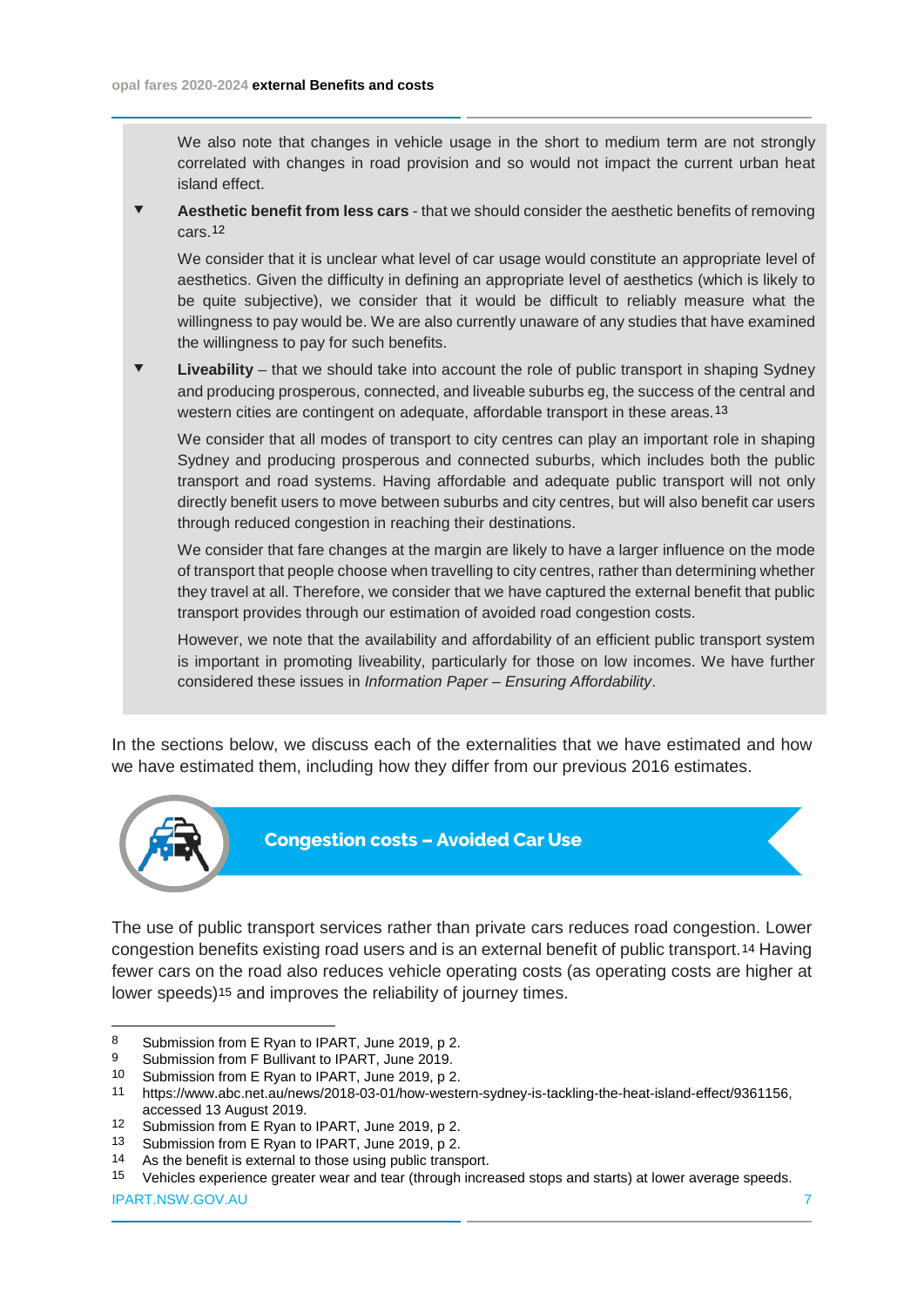We also note that changes in vehicle usage in the short to medium term are not strongly correlated with changes in road provision and so would not impact the current urban heat island effect.

- **Aesthetic benefit from less cars** - that we should consider the aesthetic benefits of removing cars.[12]

  We consider that it is unclear what level of car usage would constitute an appropriate level of aesthetics. Given the difficulty in defining an appropriate level of aesthetics (which is likely to be quite subjective), we consider that it would be difficult to reliably measure what the willingness to pay would be. We are also currently unaware of any studies that have examined the willingness to pay for such benefits.

- **Liveability** – that we should take into account the role of public transport in shaping Sydney and producing prosperous, connected, and liveable suburbs eg, the success of the central and western cities are contingent on adequate, affordable transport in these areas.[13]

  We consider that all modes of transport to city centres can play an important role in shaping Sydney and producing prosperous and connected suburbs, which includes both the public transport and road systems. Having affordable and adequate public transport will not only directly benefit users to move between suburbs and city centres, but will also benefit car users through reduced congestion in reaching their destinations.

  We consider that fare changes at the margin are likely to have a larger influence on the mode of transport that people choose when travelling to city centres, rather than determining whether they travel at all. Therefore, we consider that we have captured the external benefit that public transport provides through our estimation of avoided road congestion costs.

  However, we note that the availability and affordability of an efficient public transport system is important in promoting liveability, particularly for those on low incomes. We have further considered these issues in *Information Paper – Ensuring Affordability*.

In the sections below, we discuss each of the externalities that we have estimated and how we have estimated them, including how they differ from our previous 2016 estimates.

## Congestion costs – Avoided Car Use

The use of public transport services rather than private cars reduces road congestion. Lower congestion benefits existing road users and is an external benefit of public transport.[14] Having fewer cars on the road also reduces vehicle operating costs (as operating costs are higher at lower speeds)[15] and improves the reliability of journey times.

---

8 Submission from E Ryan to IPART, June 2019, p 2.
9 Submission from F Bullivant to IPART, June 2019.
10 Submission from E Ryan to IPART, June 2019, p 2.
11 https://www.abc.net.au/news/2018-03-01/how-western-sydney-is-tackling-the-heat-island-effect/9361156, accessed 13 August 2019.
12 Submission from E Ryan to IPART, June 2019, p 2.
13 Submission from E Ryan to IPART, June 2019, p 2.
14 As the benefit is external to those using public transport.
15 Vehicles experience greater wear and tear (through increased stops and starts) at lower average speeds.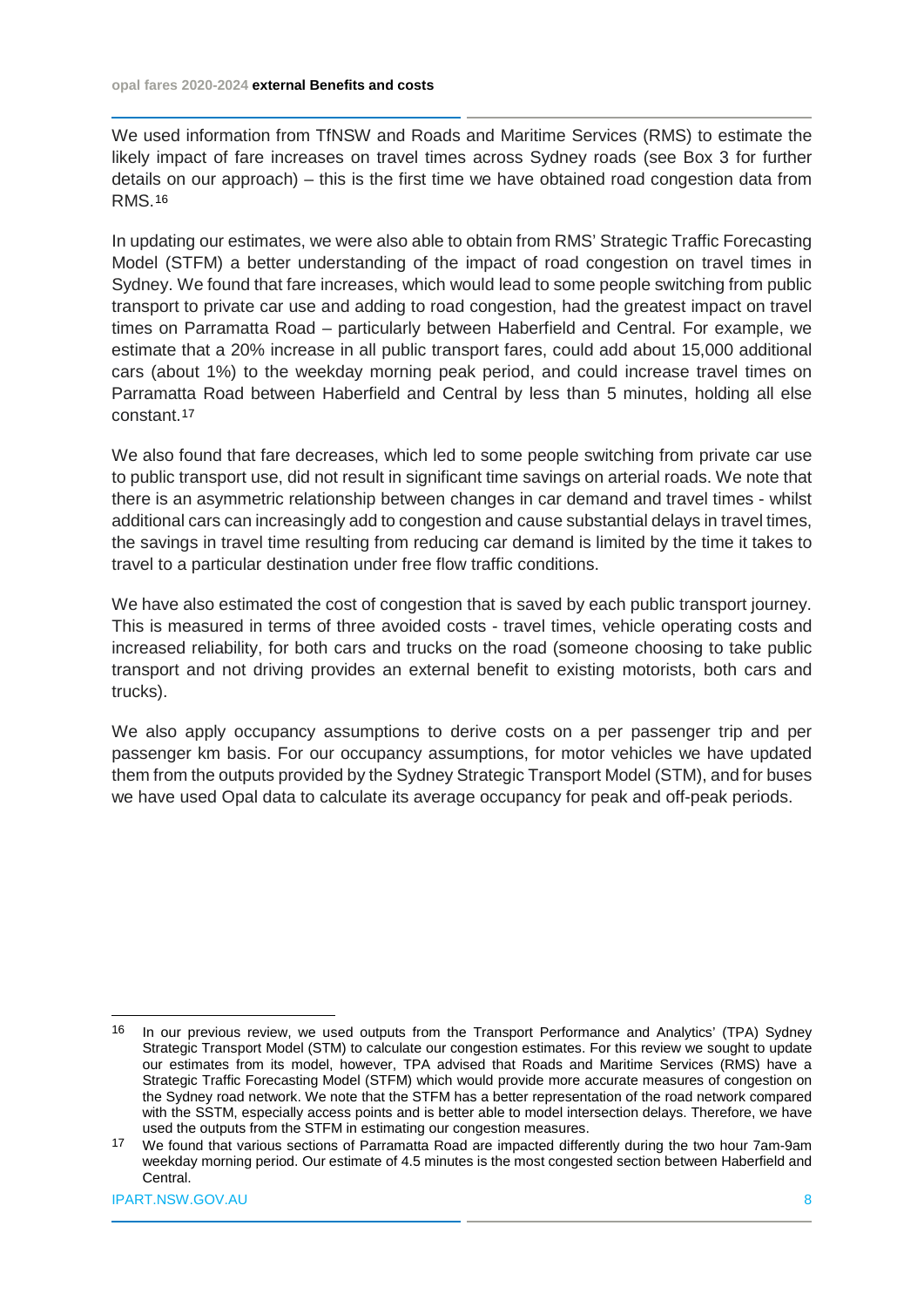We used information from TfNSW and Roads and Maritime Services (RMS) to estimate the likely impact of fare increases on travel times across Sydney roads (see Box 3 for further details on our approach) – this is the first time we have obtained road congestion data from RMS.[16]

In updating our estimates, we were also able to obtain from RMS' Strategic Traffic Forecasting Model (STFM) a better understanding of the impact of road congestion on travel times in Sydney. We found that fare increases, which would lead to some people switching from public transport to private car use and adding to road congestion, had the greatest impact on travel times on Parramatta Road – particularly between Haberfield and Central. For example, we estimate that a 20% increase in all public transport fares, could add about 15,000 additional cars (about 1%) to the weekday morning peak period, and could increase travel times on Parramatta Road between Haberfield and Central by less than 5 minutes, holding all else constant.[17]

We also found that fare decreases, which led to some people switching from private car use to public transport use, did not result in significant time savings on arterial roads. We note that there is an asymmetric relationship between changes in car demand and travel times - whilst additional cars can increasingly add to congestion and cause substantial delays in travel times, the savings in travel time resulting from reducing car demand is limited by the time it takes to travel to a particular destination under free flow traffic conditions.

We have also estimated the cost of congestion that is saved by each public transport journey. This is measured in terms of three avoided costs - travel times, vehicle operating costs and increased reliability, for both cars and trucks on the road (someone choosing to take public transport and not driving provides an external benefit to existing motorists, both cars and trucks).

We also apply occupancy assumptions to derive costs on a per passenger trip and per passenger km basis. For our occupancy assumptions, for motor vehicles we have updated them from the outputs provided by the Sydney Strategic Transport Model (STM), and for buses we have used Opal data to calculate its average occupancy for peak and off-peak periods.

---

[16] In our previous review, we used outputs from the Transport Performance and Analytics' (TPA) Sydney Strategic Transport Model (STM) to calculate our congestion estimates. For this review we sought to update our estimates from its model, however, TPA advised that Roads and Maritime Services (RMS) have a Strategic Traffic Forecasting Model (STFM) which would provide more accurate measures of congestion on the Sydney road network. We note that the STFM has a better representation of the road network compared with the SSTM, especially access points and is better able to model intersection delays. Therefore, we have used the outputs from the STFM in estimating our congestion measures.

[17] We found that various sections of Parramatta Road are impacted differently during the two hour 7am-9am weekday morning period. Our estimate of 4.5 minutes is the most congested section between Haberfield and Central.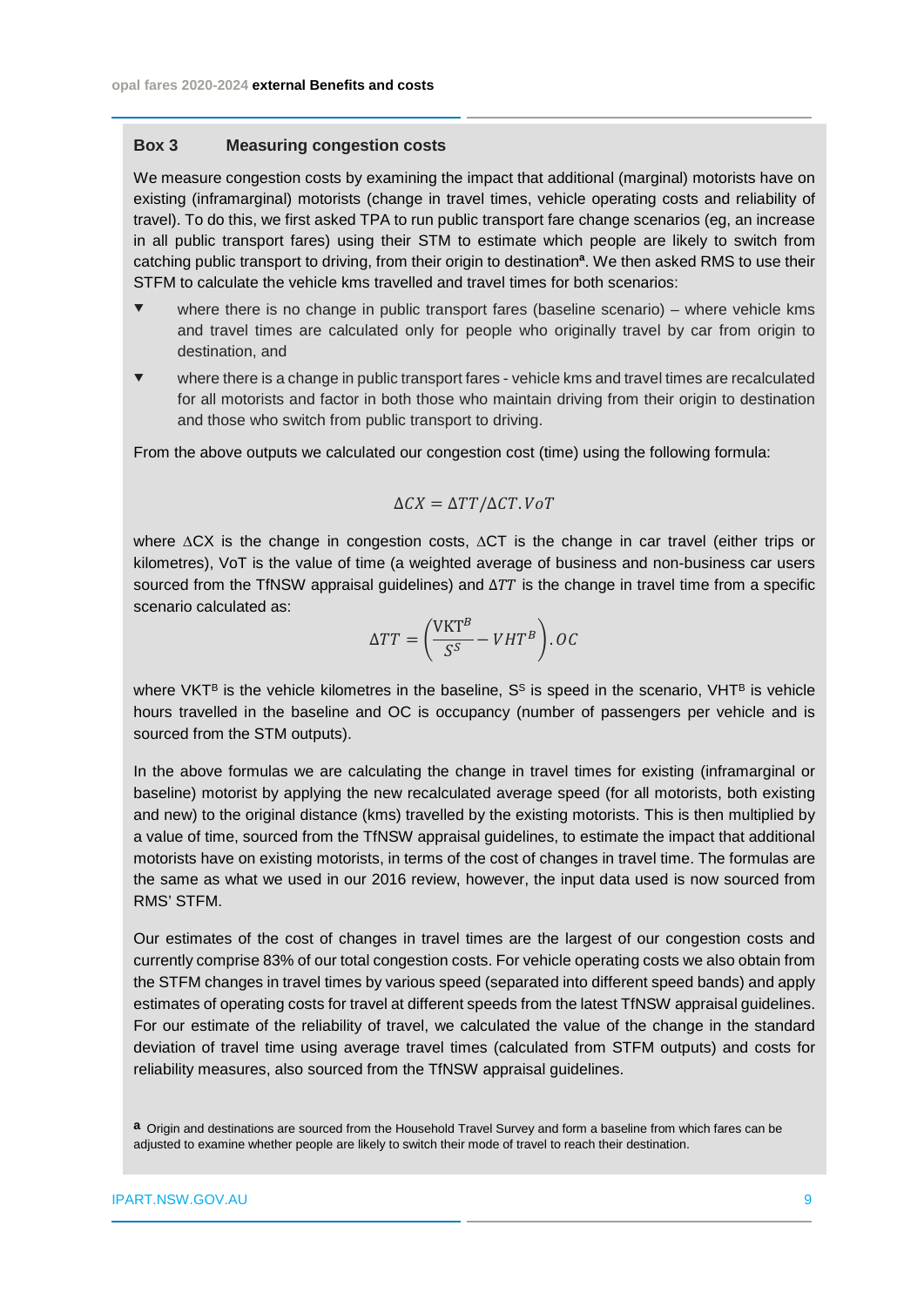### Box 3 Measuring congestion costs

We measure congestion costs by examining the impact that additional (marginal) motorists have on existing (inframarginal) motorists (change in travel times, vehicle operating costs and reliability of travel). To do this, we first asked TPA to run public transport fare change scenarios (eg, an increase in all public transport fares) using their STM to estimate which people are likely to switch from catching public transport to driving, from their origin to destination[a]. We then asked RMS to use their STFM to calculate the vehicle kms travelled and travel times for both scenarios:

- where there is no change in public transport fares (baseline scenario) – where vehicle kms and travel times are calculated only for people who originally travel by car from origin to destination, and
- where there is a change in public transport fares - vehicle kms and travel times are recalculated for all motorists and factor in both those who maintain driving from their origin to destination and those who switch from public transport to driving.

From the above outputs we calculated our congestion cost (time) using the following formula:

$$\Delta CX = \Delta TT / \Delta CT . VoT$$

where $\Delta CX$ is the change in congestion costs, $\Delta CT$ is the change in car travel (either trips or kilometres), VoT is the value of time (a weighted average of business and non-business car users sourced from the TfNSW appraisal guidelines) and $\Delta TT$ is the change in travel time from a specific scenario calculated as:

$$\Delta TT = \left( \frac{\text{VKT}^{B}}{S^{S}} - VHT^{B} \right) . OC$$

where $VKT^{B}$ is the vehicle kilometres in the baseline, $S^{S}$ is speed in the scenario, $VHT^{B}$ is vehicle hours travelled in the baseline and OC is occupancy (number of passengers per vehicle and is sourced from the STM outputs).

In the above formulas we are calculating the change in travel times for existing (inframarginal or baseline) motorist by applying the new recalculated average speed (for all motorists, both existing and new) to the original distance (kms) travelled by the existing motorists. This is then multiplied by a value of time, sourced from the TfNSW appraisal guidelines, to estimate the impact that additional motorists have on existing motorists, in terms of the cost of changes in travel time. The formulas are the same as what we used in our 2016 review, however, the input data used is now sourced from RMS' STFM.

Our estimates of the cost of changes in travel times are the largest of our congestion costs and currently comprise 83% of our total congestion costs. For vehicle operating costs we also obtain from the STFM changes in travel times by various speed (separated into different speed bands) and apply estimates of operating costs for travel at different speeds from the latest TfNSW appraisal guidelines. For our estimate of the reliability of travel, we calculated the value of the change in the standard deviation of travel time using average travel times (calculated from STFM outputs) and costs for reliability measures, also sourced from the TfNSW appraisal guidelines.

[a] Origin and destinations are sourced from the Household Travel Survey and form a baseline from which fares can be adjusted to examine whether people are likely to switch their mode of travel to reach their destination.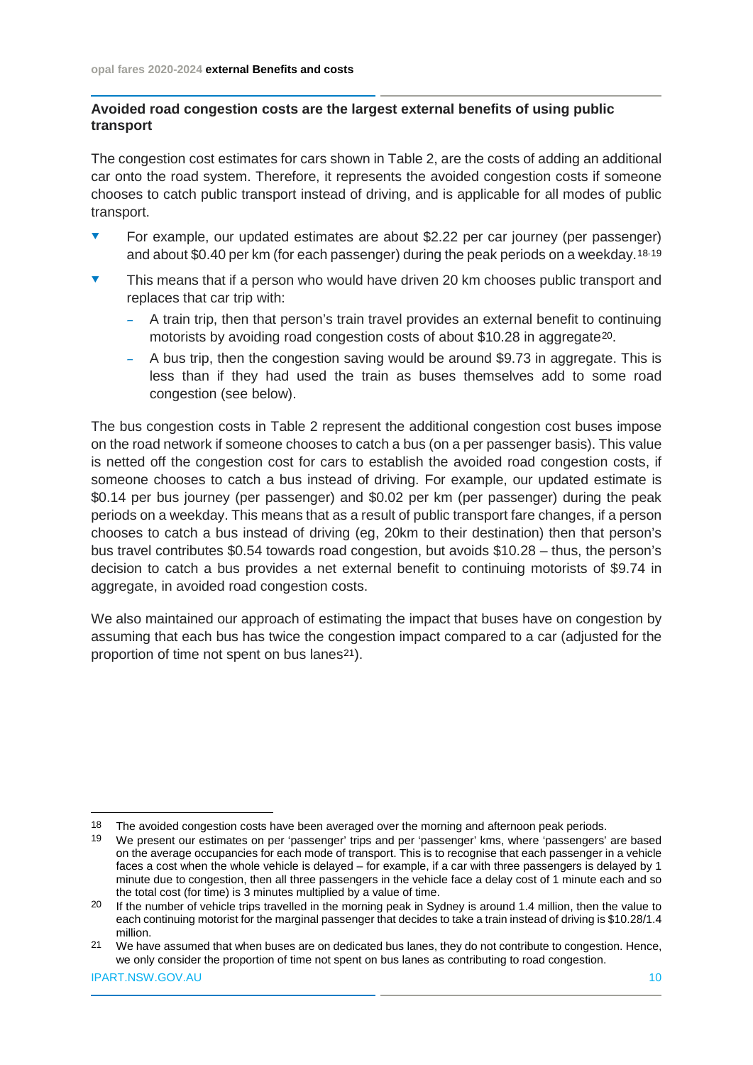### Avoided road congestion costs are the largest external benefits of using public transport

The congestion cost estimates for cars shown in Table 2, are the costs of adding an additional car onto the road system. Therefore, it represents the avoided congestion costs if someone chooses to catch public transport instead of driving, and is applicable for all modes of public transport.

- For example, our updated estimates are about $2.22 per car journey (per passenger) and about $0.40 per km (for each passenger) during the peak periods on a weekday.[18,19]
- This means that if a person who would have driven 20 km chooses public transport and replaces that car trip with:
  - A train trip, then that person's train travel provides an external benefit to continuing motorists by avoiding road congestion costs of about $10.28 in aggregate[20].
  - A bus trip, then the congestion saving would be around $9.73 in aggregate. This is less than if they had used the train as buses themselves add to some road congestion (see below).

The bus congestion costs in Table 2 represent the additional congestion cost buses impose on the road network if someone chooses to catch a bus (on a per passenger basis). This value is netted off the congestion cost for cars to establish the avoided road congestion costs, if someone chooses to catch a bus instead of driving. For example, our updated estimate is $0.14 per bus journey (per passenger) and $0.02 per km (per passenger) during the peak periods on a weekday. This means that as a result of public transport fare changes, if a person chooses to catch a bus instead of driving (eg, 20km to their destination) then that person's bus travel contributes $0.54 towards road congestion, but avoids $10.28 – thus, the person's decision to catch a bus provides a net external benefit to continuing motorists of $9.74 in aggregate, in avoided road congestion costs.

We also maintained our approach of estimating the impact that buses have on congestion by assuming that each bus has twice the congestion impact compared to a car (adjusted for the proportion of time not spent on bus lanes[21]).

---

18 The avoided congestion costs have been averaged over the morning and afternoon peak periods.

19 We present our estimates on per 'passenger' trips and per 'passenger' kms, where 'passengers' are based on the average occupancies for each mode of transport. This is to recognise that each passenger in a vehicle faces a cost when the whole vehicle is delayed – for example, if a car with three passengers is delayed by 1 minute due to congestion, then all three passengers in the vehicle face a delay cost of 1 minute each and so the total cost (for time) is 3 minutes multiplied by a value of time.

20 If the number of vehicle trips travelled in the morning peak in Sydney is around 1.4 million, then the value to each continuing motorist for the marginal passenger that decides to take a train instead of driving is $10.28/1.4 million.

21 We have assumed that when buses are on dedicated bus lanes, they do not contribute to congestion. Hence, we only consider the proportion of time not spent on bus lanes as contributing to road congestion.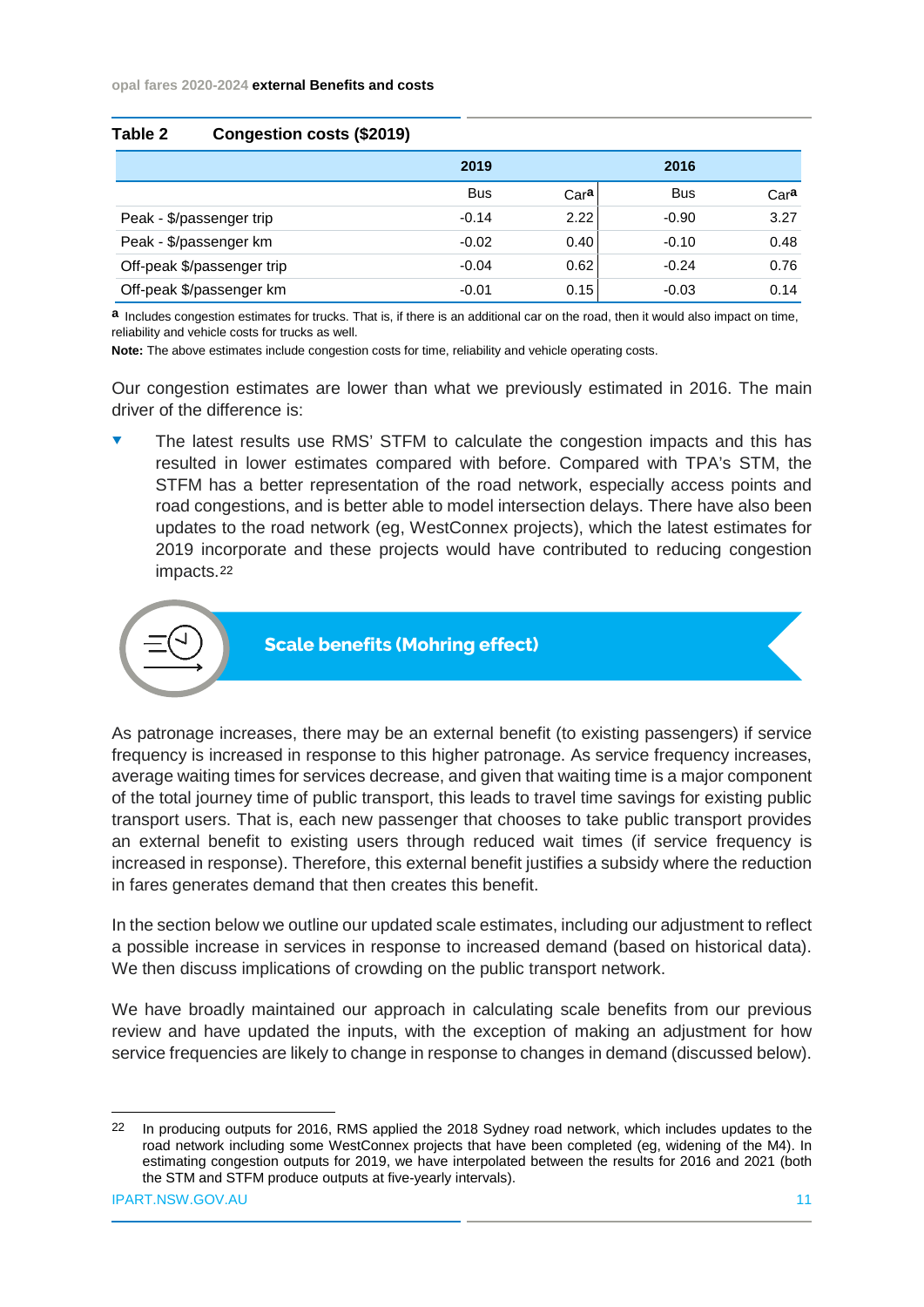**Table 2 Congestion costs ($2019)**

| | 2019 | | 2016 | |
|---|---|---|---|---|
| | Bus | Car[a] | Bus | Car[a] |
| Peak - $/passenger trip | -0.14 | 2.22 | -0.90 | 3.27 |
| Peak - $/passenger km | -0.02 | 0.40 | -0.10 | 0.48 |
| Off-peak $/passenger trip | -0.04 | 0.62 | -0.24 | 0.76 |
| Off-peak $/passenger km | -0.01 | 0.15 | -0.03 | 0.14 |

[a] Includes congestion estimates for trucks. That is, if there is an additional car on the road, then it would also impact on time, reliability and vehicle costs for trucks as well.

**Note:** The above estimates include congestion costs for time, reliability and vehicle operating costs.

Our congestion estimates are lower than what we previously estimated in 2016. The main driver of the difference is:

- The latest results use RMS' STFM to calculate the congestion impacts and this has resulted in lower estimates compared with before. Compared with TPA's STM, the STFM has a better representation of the road network, especially access points and road congestions, and is better able to model intersection delays. There have also been updates to the road network (eg, WestConnex projects), which the latest estimates for 2019 incorporate and these projects would have contributed to reducing congestion impacts.[22]

## Scale benefits (Mohring effect)

As patronage increases, there may be an external benefit (to existing passengers) if service frequency is increased in response to this higher patronage. As service frequency increases, average waiting times for services decrease, and given that waiting time is a major component of the total journey time of public transport, this leads to travel time savings for existing public transport users. That is, each new passenger that chooses to take public transport provides an external benefit to existing users through reduced wait times (if service frequency is increased in response). Therefore, this external benefit justifies a subsidy where the reduction in fares generates demand that then creates this benefit.

In the section below we outline our updated scale estimates, including our adjustment to reflect a possible increase in services in response to increased demand (based on historical data). We then discuss implications of crowding on the public transport network.

We have broadly maintained our approach in calculating scale benefits from our previous review and have updated the inputs, with the exception of making an adjustment for how service frequencies are likely to change in response to changes in demand (discussed below).

---

22 In producing outputs for 2016, RMS applied the 2018 Sydney road network, which includes updates to the road network including some WestConnex projects that have been completed (eg, widening of the M4). In estimating congestion outputs for 2019, we have interpolated between the results for 2016 and 2021 (both the STM and STFM produce outputs at five-yearly intervals).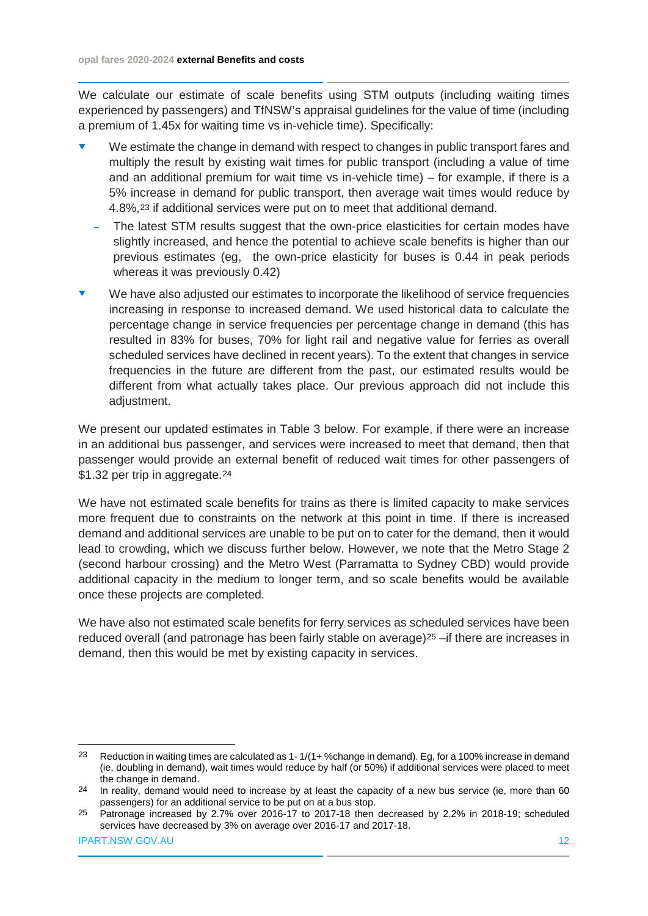We calculate our estimate of scale benefits using STM outputs (including waiting times experienced by passengers) and TfNSW's appraisal guidelines for the value of time (including a premium of 1.45x for waiting time vs in-vehicle time). Specifically:

- We estimate the change in demand with respect to changes in public transport fares and multiply the result by existing wait times for public transport (including a value of time and an additional premium for wait time vs in-vehicle time) – for example, if there is a 5% increase in demand for public transport, then average wait times would reduce by 4.8%,[23] if additional services were put on to meet that additional demand.
  - The latest STM results suggest that the own-price elasticities for certain modes have slightly increased, and hence the potential to achieve scale benefits is higher than our previous estimates (eg, the own-price elasticity for buses is 0.44 in peak periods whereas it was previously 0.42)
- We have also adjusted our estimates to incorporate the likelihood of service frequencies increasing in response to increased demand. We used historical data to calculate the percentage change in service frequencies per percentage change in demand (this has resulted in 83% for buses, 70% for light rail and negative value for ferries as overall scheduled services have declined in recent years). To the extent that changes in service frequencies in the future are different from the past, our estimated results would be different from what actually takes place. Our previous approach did not include this adjustment.

We present our updated estimates in Table 3 below. For example, if there were an increase in an additional bus passenger, and services were increased to meet that demand, then that passenger would provide an external benefit of reduced wait times for other passengers of $1.32 per trip in aggregate.[24]

We have not estimated scale benefits for trains as there is limited capacity to make services more frequent due to constraints on the network at this point in time. If there is increased demand and additional services are unable to be put on to cater for the demand, then it would lead to crowding, which we discuss further below. However, we note that the Metro Stage 2 (second harbour crossing) and the Metro West (Parramatta to Sydney CBD) would provide additional capacity in the medium to longer term, and so scale benefits would be available once these projects are completed.

We have also not estimated scale benefits for ferry services as scheduled services have been reduced overall (and patronage has been fairly stable on average)[25] –if there are increases in demand, then this would be met by existing capacity in services.

---

[23] Reduction in waiting times are calculated as 1- 1/(1+ %change in demand). Eg, for a 100% increase in demand (ie, doubling in demand), wait times would reduce by half (or 50%) if additional services were placed to meet the change in demand.

[24] In reality, demand would need to increase by at least the capacity of a new bus service (ie, more than 60 passengers) for an additional service to be put on at a bus stop.

[25] Patronage increased by 2.7% over 2016-17 to 2017-18 then decreased by 2.2% in 2018-19; scheduled services have decreased by 3% on average over 2016-17 and 2017-18.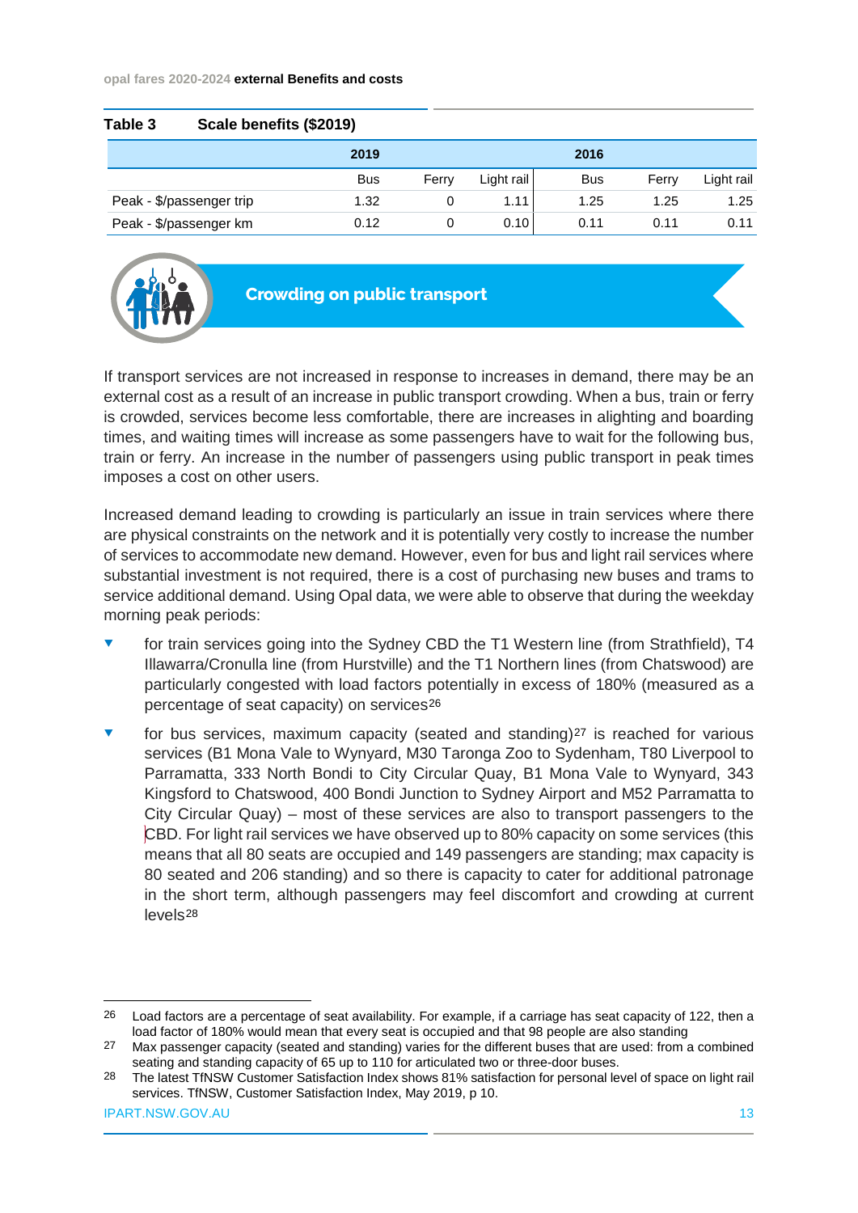**Table 3 Scale benefits ($2019)**

| | 2019 | | | 2016 | | |
|---|---|---|---|---|---|---|
| | Bus | Ferry | Light rail | Bus | Ferry | Light rail |
| Peak - $/passenger trip | 1.32 | 0 | 1.11 | 1.25 | 1.25 | 1.25 |
| Peak - $/passenger km | 0.12 | 0 | 0.10 | 0.11 | 0.11 | 0.11 |

## Crowding on public transport

If transport services are not increased in response to increases in demand, there may be an external cost as a result of an increase in public transport crowding. When a bus, train or ferry is crowded, services become less comfortable, there are increases in alighting and boarding times, and waiting times will increase as some passengers have to wait for the following bus, train or ferry. An increase in the number of passengers using public transport in peak times imposes a cost on other users.

Increased demand leading to crowding is particularly an issue in train services where there are physical constraints on the network and it is potentially very costly to increase the number of services to accommodate new demand. However, even for bus and light rail services where substantial investment is not required, there is a cost of purchasing new buses and trams to service additional demand. Using Opal data, we were able to observe that during the weekday morning peak periods:

- for train services going into the Sydney CBD the T1 Western line (from Strathfield), T4 Illawarra/Cronulla line (from Hurstville) and the T1 Northern lines (from Chatswood) are particularly congested with load factors potentially in excess of 180% (measured as a percentage of seat capacity) on services[26]
- for bus services, maximum capacity (seated and standing)[27] is reached for various services (B1 Mona Vale to Wynyard, M30 Taronga Zoo to Sydenham, T80 Liverpool to Parramatta, 333 North Bondi to City Circular Quay, B1 Mona Vale to Wynyard, 343 Kingsford to Chatswood, 400 Bondi Junction to Sydney Airport and M52 Parramatta to City Circular Quay) – most of these services are also to transport passengers to the CBD. For light rail services we have observed up to 80% capacity on some services (this means that all 80 seats are occupied and 149 passengers are standing; max capacity is 80 seated and 206 standing) and so there is capacity to cater for additional patronage in the short term, although passengers may feel discomfort and crowding at current levels[28]

---

26 Load factors are a percentage of seat availability. For example, if a carriage has seat capacity of 122, then a load factor of 180% would mean that every seat is occupied and that 98 people are also standing

27 Max passenger capacity (seated and standing) varies for the different buses that are used: from a combined seating and standing capacity of 65 up to 110 for articulated two or three-door buses.

28 The latest TfNSW Customer Satisfaction Index shows 81% satisfaction for personal level of space on light rail services. TfNSW, Customer Satisfaction Index, May 2019, p 10.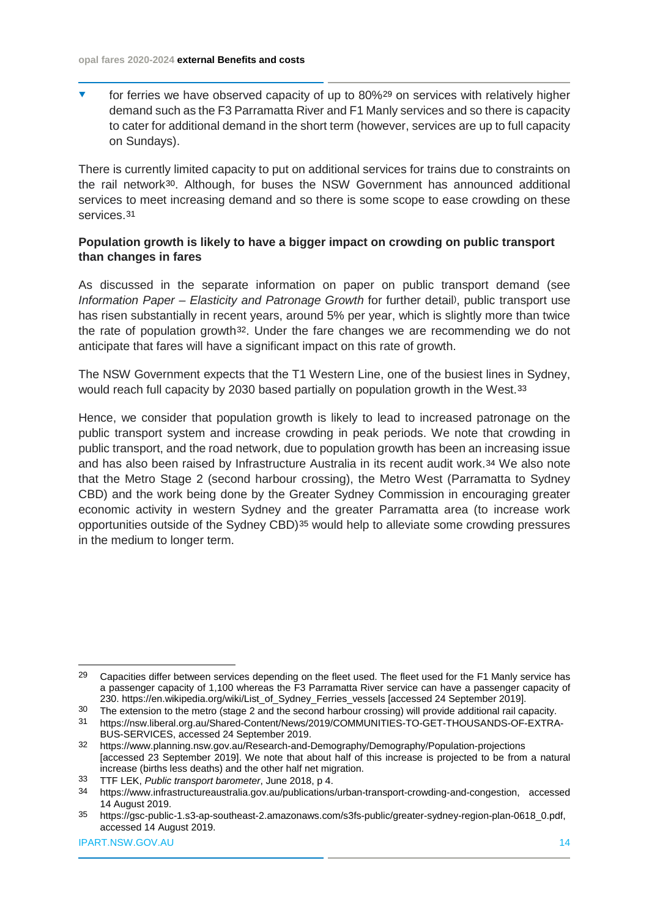- for ferries we have observed capacity of up to 80%[29] on services with relatively higher demand such as the F3 Parramatta River and F1 Manly services and so there is capacity to cater for additional demand in the short term (however, services are up to full capacity on Sundays).

There is currently limited capacity to put on additional services for trains due to constraints on the rail network[30]. Although, for buses the NSW Government has announced additional services to meet increasing demand and so there is some scope to ease crowding on these services.[31]

**Population growth is likely to have a bigger impact on crowding on public transport than changes in fares**

As discussed in the separate information on paper on public transport demand (see *Information Paper – Elasticity and Patronage Growth* for further detail), public transport use has risen substantially in recent years, around 5% per year, which is slightly more than twice the rate of population growth[32]. Under the fare changes we are recommending we do not anticipate that fares will have a significant impact on this rate of growth.

The NSW Government expects that the T1 Western Line, one of the busiest lines in Sydney, would reach full capacity by 2030 based partially on population growth in the West.[33]

Hence, we consider that population growth is likely to lead to increased patronage on the public transport system and increase crowding in peak periods. We note that crowding in public transport, and the road network, due to population growth has been an increasing issue and has also been raised by Infrastructure Australia in its recent audit work.[34] We also note that the Metro Stage 2 (second harbour crossing), the Metro West (Parramatta to Sydney CBD) and the work being done by the Greater Sydney Commission in encouraging greater economic activity in western Sydney and the greater Parramatta area (to increase work opportunities outside of the Sydney CBD)[35] would help to alleviate some crowding pressures in the medium to longer term.

---

[29] Capacities differ between services depending on the fleet used. The fleet used for the F1 Manly service has a passenger capacity of 1,100 whereas the F3 Parramatta River service can have a passenger capacity of 230. https://en.wikipedia.org/wiki/List_of_Sydney_Ferries_vessels [accessed 24 September 2019].

[30] The extension to the metro (stage 2 and the second harbour crossing) will provide additional rail capacity.

[31] https://nsw.liberal.org.au/Shared-Content/News/2019/COMMUNITIES-TO-GET-THOUSANDS-OF-EXTRA-BUS-SERVICES, accessed 24 September 2019.

[32] https://www.planning.nsw.gov.au/Research-and-Demography/Demography/Population-projections [accessed 23 September 2019]. We note that about half of this increase is projected to be from a natural increase (births less deaths) and the other half net migration.

[33] TTF LEK, *Public transport barometer*, June 2018, p 4.

[34] https://www.infrastructureaustralia.gov.au/publications/urban-transport-crowding-and-congestion, accessed 14 August 2019.

[35] https://gsc-public-1.s3-ap-southeast-2.amazonaws.com/s3fs-public/greater-sydney-region-plan-0618_0.pdf, accessed 14 August 2019.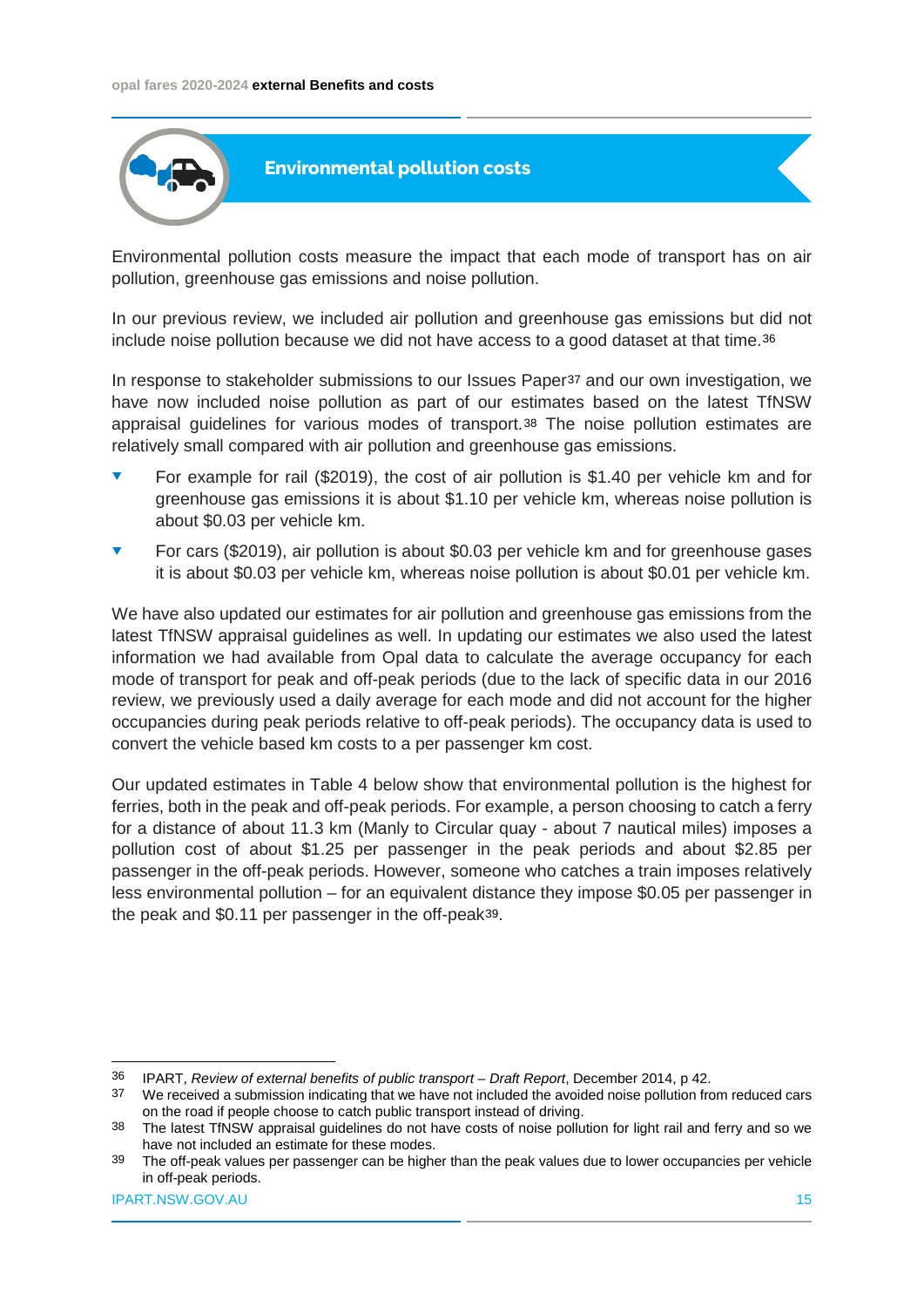## Environmental pollution costs

Environmental pollution costs measure the impact that each mode of transport has on air pollution, greenhouse gas emissions and noise pollution.

In our previous review, we included air pollution and greenhouse gas emissions but did not include noise pollution because we did not have access to a good dataset at that time.[36]

In response to stakeholder submissions to our Issues Paper[37] and our own investigation, we have now included noise pollution as part of our estimates based on the latest TfNSW appraisal guidelines for various modes of transport.[38] The noise pollution estimates are relatively small compared with air pollution and greenhouse gas emissions.

- For example for rail ($2019), the cost of air pollution is $1.40 per vehicle km and for greenhouse gas emissions it is about $1.10 per vehicle km, whereas noise pollution is about $0.03 per vehicle km.
- For cars ($2019), air pollution is about $0.03 per vehicle km and for greenhouse gases it is about $0.03 per vehicle km, whereas noise pollution is about $0.01 per vehicle km.

We have also updated our estimates for air pollution and greenhouse gas emissions from the latest TfNSW appraisal guidelines as well. In updating our estimates we also used the latest information we had available from Opal data to calculate the average occupancy for each mode of transport for peak and off-peak periods (due to the lack of specific data in our 2016 review, we previously used a daily average for each mode and did not account for the higher occupancies during peak periods relative to off-peak periods). The occupancy data is used to convert the vehicle based km costs to a per passenger km cost.

Our updated estimates in Table 4 below show that environmental pollution is the highest for ferries, both in the peak and off-peak periods. For example, a person choosing to catch a ferry for a distance of about 11.3 km (Manly to Circular quay - about 7 nautical miles) imposes a pollution cost of about $1.25 per passenger in the peak periods and about $2.85 per passenger in the off-peak periods. However, someone who catches a train imposes relatively less environmental pollution – for an equivalent distance they impose $0.05 per passenger in the peak and $0.11 per passenger in the off-peak[39].

---

36 IPART, *Review of external benefits of public transport – Draft Report*, December 2014, p 42.

37 We received a submission indicating that we have not included the avoided noise pollution from reduced cars on the road if people choose to catch public transport instead of driving.

38 The latest TfNSW appraisal guidelines do not have costs of noise pollution for light rail and ferry and so we have not included an estimate for these modes.

39 The off-peak values per passenger can be higher than the peak values due to lower occupancies per vehicle in off-peak periods.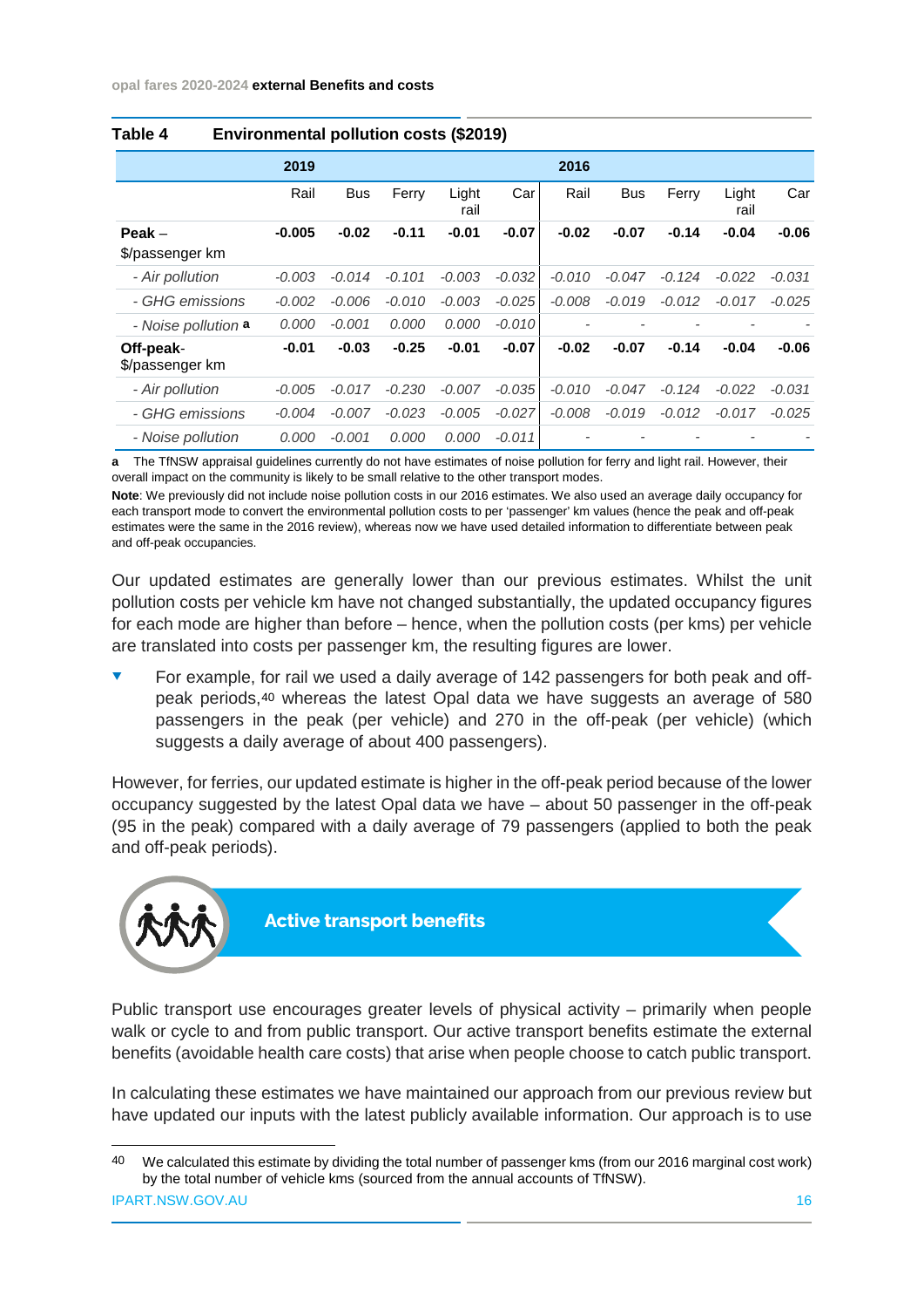**Table 4 Environmental pollution costs ($2019)**

| | 2019 | | | | | 2016 | | | | |
|---|---|---|---|---|---|---|---|---|---|---|
| | Rail | Bus | Ferry | Light rail | Car | Rail | Bus | Ferry | Light rail | Car |
| **Peak** – $/passenger km | **-0.005** | **-0.02** | **-0.11** | **-0.01** | **-0.07** | **-0.02** | **-0.07** | **-0.14** | **-0.04** | **-0.06** |
| *- Air pollution* | *-0.003* | *-0.014* | *-0.101* | *-0.003* | *-0.032* | *-0.010* | *-0.047* | *-0.124* | *-0.022* | *-0.031* |
| *- GHG emissions* | *-0.002* | *-0.006* | *-0.010* | *-0.003* | *-0.025* | *-0.008* | *-0.019* | *-0.012* | *-0.017* | *-0.025* |
| *- Noise pollution* **a** | *0.000* | *-0.001* | *0.000* | *0.000* | *-0.010* | - | - | - | - | - |
| **Off-peak**- $/passenger km | **-0.01** | **-0.03** | **-0.25** | **-0.01** | **-0.07** | **-0.02** | **-0.07** | **-0.14** | **-0.04** | **-0.06** |
| *- Air pollution* | *-0.005* | *-0.017* | *-0.230* | *-0.007* | *-0.035* | *-0.010* | *-0.047* | *-0.124* | *-0.022* | *-0.031* |
| *- GHG emissions* | *-0.004* | *-0.007* | *-0.023* | *-0.005* | *-0.027* | *-0.008* | *-0.019* | *-0.012* | *-0.017* | *-0.025* |
| *- Noise pollution* | *0.000* | *-0.001* | *0.000* | *0.000* | *-0.011* | - | - | - | - | - |

**a** The TfNSW appraisal guidelines currently do not have estimates of noise pollution for ferry and light rail. However, their overall impact on the community is likely to be small relative to the other transport modes.

**Note**: We previously did not include noise pollution costs in our 2016 estimates. We also used an average daily occupancy for each transport mode to convert the environmental pollution costs to per 'passenger' km values (hence the peak and off-peak estimates were the same in the 2016 review), whereas now we have used detailed information to differentiate between peak and off-peak occupancies.

Our updated estimates are generally lower than our previous estimates. Whilst the unit pollution costs per vehicle km have not changed substantially, the updated occupancy figures for each mode are higher than before – hence, when the pollution costs (per kms) per vehicle are translated into costs per passenger km, the resulting figures are lower.

- For example, for rail we used a daily average of 142 passengers for both peak and off-peak periods,[40] whereas the latest Opal data we have suggests an average of 580 passengers in the peak (per vehicle) and 270 in the off-peak (per vehicle) (which suggests a daily average of about 400 passengers).

However, for ferries, our updated estimate is higher in the off-peak period because of the lower occupancy suggested by the latest Opal data we have – about 50 passenger in the off-peak (95 in the peak) compared with a daily average of 79 passengers (applied to both the peak and off-peak periods).

## Active transport benefits

Public transport use encourages greater levels of physical activity – primarily when people walk or cycle to and from public transport. Our active transport benefits estimate the external benefits (avoidable health care costs) that arise when people choose to catch public transport.

In calculating these estimates we have maintained our approach from our previous review but have updated our inputs with the latest publicly available information. Our approach is to use

[40] We calculated this estimate by dividing the total number of passenger kms (from our 2016 marginal cost work) by the total number of vehicle kms (sourced from the annual accounts of TfNSW).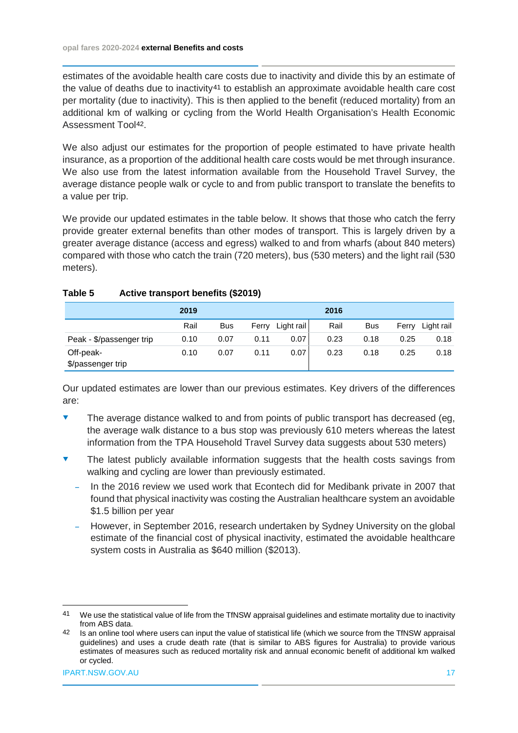estimates of the avoidable health care costs due to inactivity and divide this by an estimate of the value of deaths due to inactivity[41] to establish an approximate avoidable health care cost per mortality (due to inactivity). This is then applied to the benefit (reduced mortality) from an additional km of walking or cycling from the World Health Organisation's Health Economic Assessment Tool[42].

We also adjust our estimates for the proportion of people estimated to have private health insurance, as a proportion of the additional health care costs would be met through insurance. We also use from the latest information available from the Household Travel Survey, the average distance people walk or cycle to and from public transport to translate the benefits to a value per trip.

We provide our updated estimates in the table below. It shows that those who catch the ferry provide greater external benefits than other modes of transport. This is largely driven by a greater average distance (access and egress) walked to and from wharfs (about 840 meters) compared with those who catch the train (720 meters), bus (530 meters) and the light rail (530 meters).

**Table 5 Active transport benefits ($2019)**

| | 2019 | | | | 2016 | | | |
|---|---|---|---|---|---|---|---|---|
| | Rail | Bus | Ferry | Light rail | Rail | Bus | Ferry | Light rail |
| Peak - $/passenger trip | 0.10 | 0.07 | 0.11 | 0.07 | 0.23 | 0.18 | 0.25 | 0.18 |
| Off-peak- $/passenger trip | 0.10 | 0.07 | 0.11 | 0.07 | 0.23 | 0.18 | 0.25 | 0.18 |

Our updated estimates are lower than our previous estimates. Key drivers of the differences are:

- The average distance walked to and from points of public transport has decreased (eg, the average walk distance to a bus stop was previously 610 meters whereas the latest information from the TPA Household Travel Survey data suggests about 530 meters)
- The latest publicly available information suggests that the health costs savings from walking and cycling are lower than previously estimated.
  - In the 2016 review we used work that Econtech did for Medibank private in 2007 that found that physical inactivity was costing the Australian healthcare system an avoidable $1.5 billion per year
  - However, in September 2016, research undertaken by Sydney University on the global estimate of the financial cost of physical inactivity, estimated the avoidable healthcare system costs in Australia as $640 million ($2013).

---

[41] We use the statistical value of life from the TfNSW appraisal guidelines and estimate mortality due to inactivity from ABS data.

[42] Is an online tool where users can input the value of statistical life (which we source from the TfNSW appraisal guidelines) and uses a crude death rate (that is similar to ABS figures for Australia) to provide various estimates of measures such as reduced mortality risk and annual economic benefit of additional km walked or cycled.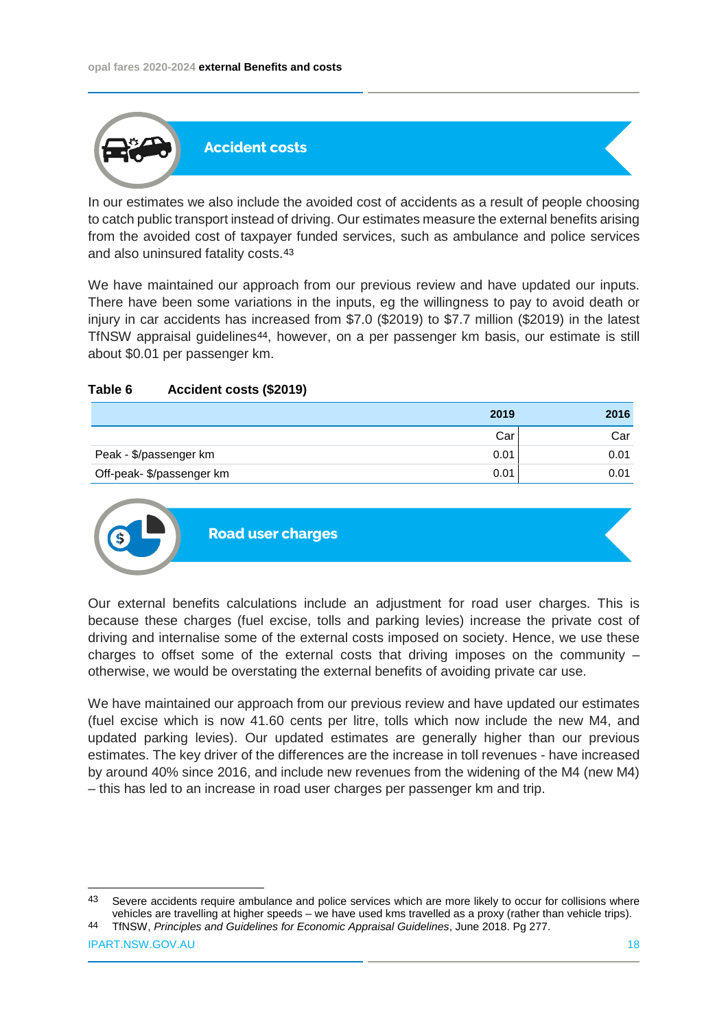## Accident costs

In our estimates we also include the avoided cost of accidents as a result of people choosing to catch public transport instead of driving. Our estimates measure the external benefits arising from the avoided cost of taxpayer funded services, such as ambulance and police services and also uninsured fatality costs.[43]

We have maintained our approach from our previous review and have updated our inputs. There have been some variations in the inputs, eg the willingness to pay to avoid death or injury in car accidents has increased from $7.0 ($2019) to $7.7 million ($2019) in the latest TfNSW appraisal guidelines[44], however, on a per passenger km basis, our estimate is still about $0.01 per passenger km.

**Table 6 Accident costs ($2019)**

| | 2019 | 2016 |
|---|---|---|
| | Car | Car |
| Peak - $/passenger km | 0.01 | 0.01 |
| Off-peak- $/passenger km | 0.01 | 0.01 |

## Road user charges

Our external benefits calculations include an adjustment for road user charges. This is because these charges (fuel excise, tolls and parking levies) increase the private cost of driving and internalise some of the external costs imposed on society. Hence, we use these charges to offset some of the external costs that driving imposes on the community – otherwise, we would be overstating the external benefits of avoiding private car use.

We have maintained our approach from our previous review and have updated our estimates (fuel excise which is now 41.60 cents per litre, tolls which now include the new M4, and updated parking levies). Our updated estimates are generally higher than our previous estimates. The key driver of the differences are the increase in toll revenues - have increased by around 40% since 2016, and include new revenues from the widening of the M4 (new M4) – this has led to an increase in road user charges per passenger km and trip.

---

43 Severe accidents require ambulance and police services which are more likely to occur for collisions where vehicles are travelling at higher speeds – we have used kms travelled as a proxy (rather than vehicle trips).

44 TfNSW, *Principles and Guidelines for Economic Appraisal Guidelines*, June 2018. Pg 277.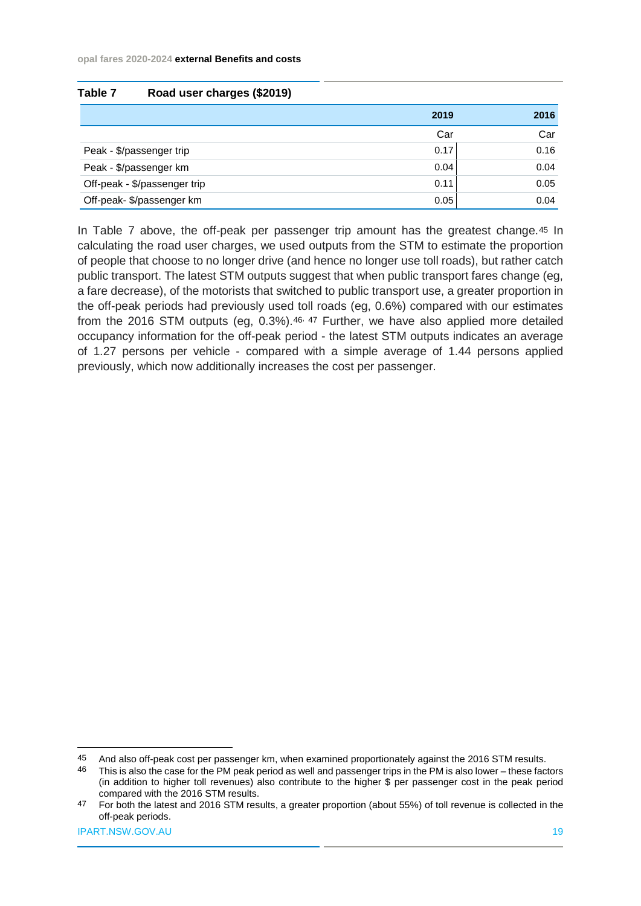**Table 7 Road user charges ($2019)**

| | 2019 | 2016 |
|---|---|---|
| | Car | Car |
| Peak - $/passenger trip | 0.17 | 0.16 |
| Peak - $/passenger km | 0.04 | 0.04 |
| Off-peak - $/passenger trip | 0.11 | 0.05 |
| Off-peak- $/passenger km | 0.05 | 0.04 |

In Table 7 above, the off-peak per passenger trip amount has the greatest change.[45] In calculating the road user charges, we used outputs from the STM to estimate the proportion of people that choose to no longer drive (and hence no longer use toll roads), but rather catch public transport. The latest STM outputs suggest that when public transport fares change (eg, a fare decrease), of the motorists that switched to public transport use, a greater proportion in the off-peak periods had previously used toll roads (eg, 0.6%) compared with our estimates from the 2016 STM outputs (eg, 0.3%).[46, 47] Further, we have also applied more detailed occupancy information for the off-peak period - the latest STM outputs indicates an average of 1.27 persons per vehicle - compared with a simple average of 1.44 persons applied previously, which now additionally increases the cost per passenger.

---

45 And also off-peak cost per passenger km, when examined proportionately against the 2016 STM results.

46 This is also the case for the PM peak period as well and passenger trips in the PM is also lower – these factors (in addition to higher toll revenues) also contribute to the higher $ per passenger cost in the peak period compared with the 2016 STM results.

47 For both the latest and 2016 STM results, a greater proportion (about 55%) of toll revenue is collected in the off-peak periods.